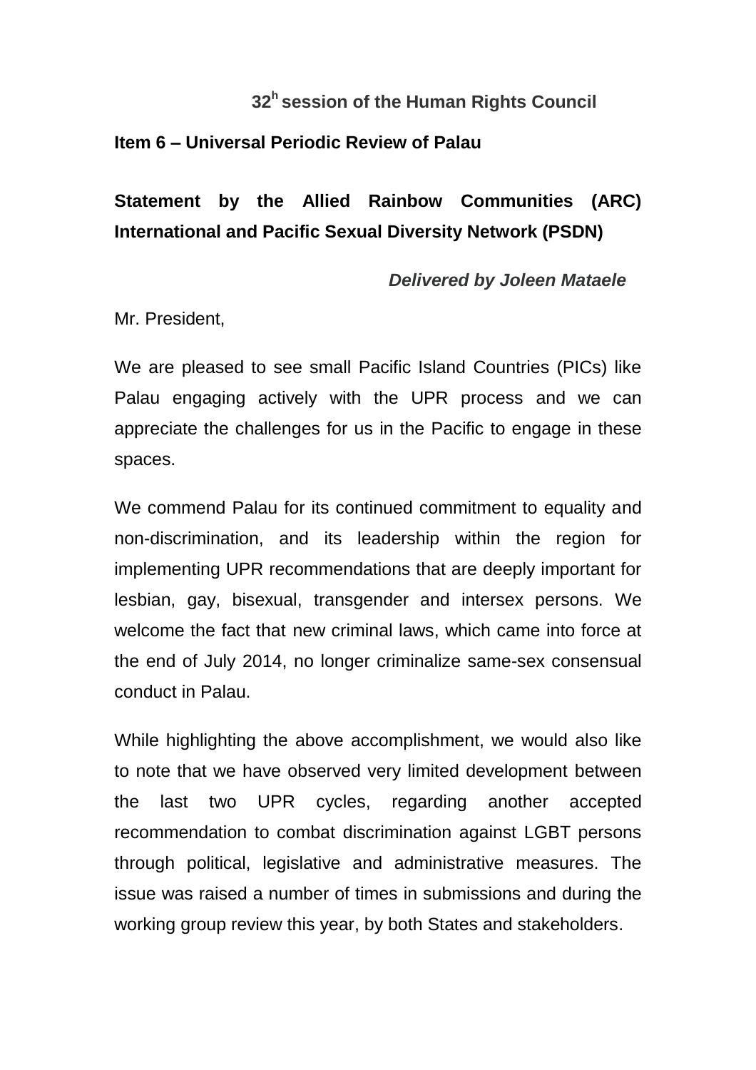# 32[h] session of the Human Rights Council

## Item 6 – Universal Periodic Review of Palau

## Statement by the Allied Rainbow Communities (ARC) International and Pacific Sexual Diversity Network (PSDN)

***Delivered by Joleen Mataele***

Mr. President,

We are pleased to see small Pacific Island Countries (PICs) like Palau engaging actively with the UPR process and we can appreciate the challenges for us in the Pacific to engage in these spaces.

We commend Palau for its continued commitment to equality and non-discrimination, and its leadership within the region for implementing UPR recommendations that are deeply important for lesbian, gay, bisexual, transgender and intersex persons. We welcome the fact that new criminal laws, which came into force at the end of July 2014, no longer criminalize same-sex consensual conduct in Palau.

While highlighting the above accomplishment, we would also like to note that we have observed very limited development between the last two UPR cycles, regarding another accepted recommendation to combat discrimination against LGBT persons through political, legislative and administrative measures. The issue was raised a number of times in submissions and during the working group review this year, by both States and stakeholders.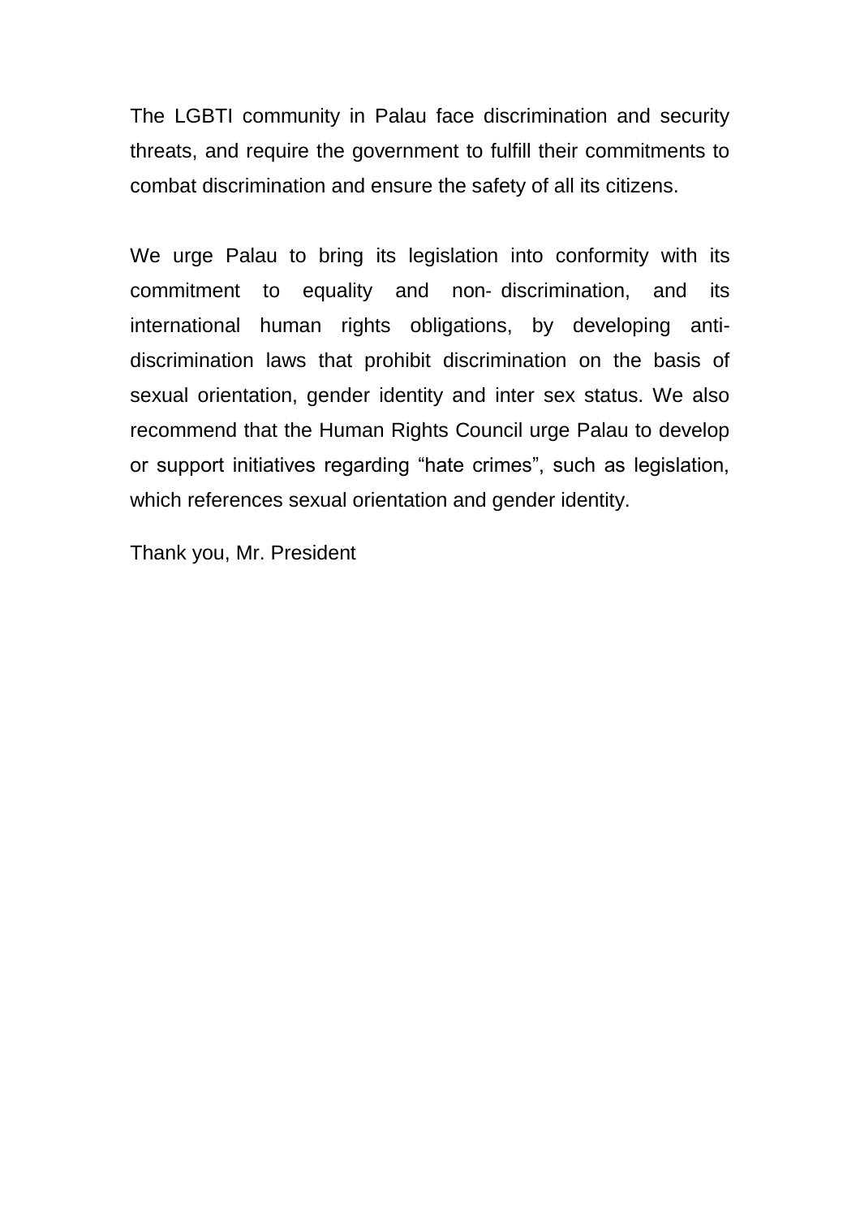The LGBTI community in Palau face discrimination and security threats, and require the government to fulfill their commitments to combat discrimination and ensure the safety of all its citizens.

We urge Palau to bring its legislation into conformity with its commitment to equality and non- discrimination, and its international human rights obligations, by developing anti-discrimination laws that prohibit discrimination on the basis of sexual orientation, gender identity and inter sex status. We also recommend that the Human Rights Council urge Palau to develop or support initiatives regarding "hate crimes", such as legislation, which references sexual orientation and gender identity.

Thank you, Mr. President